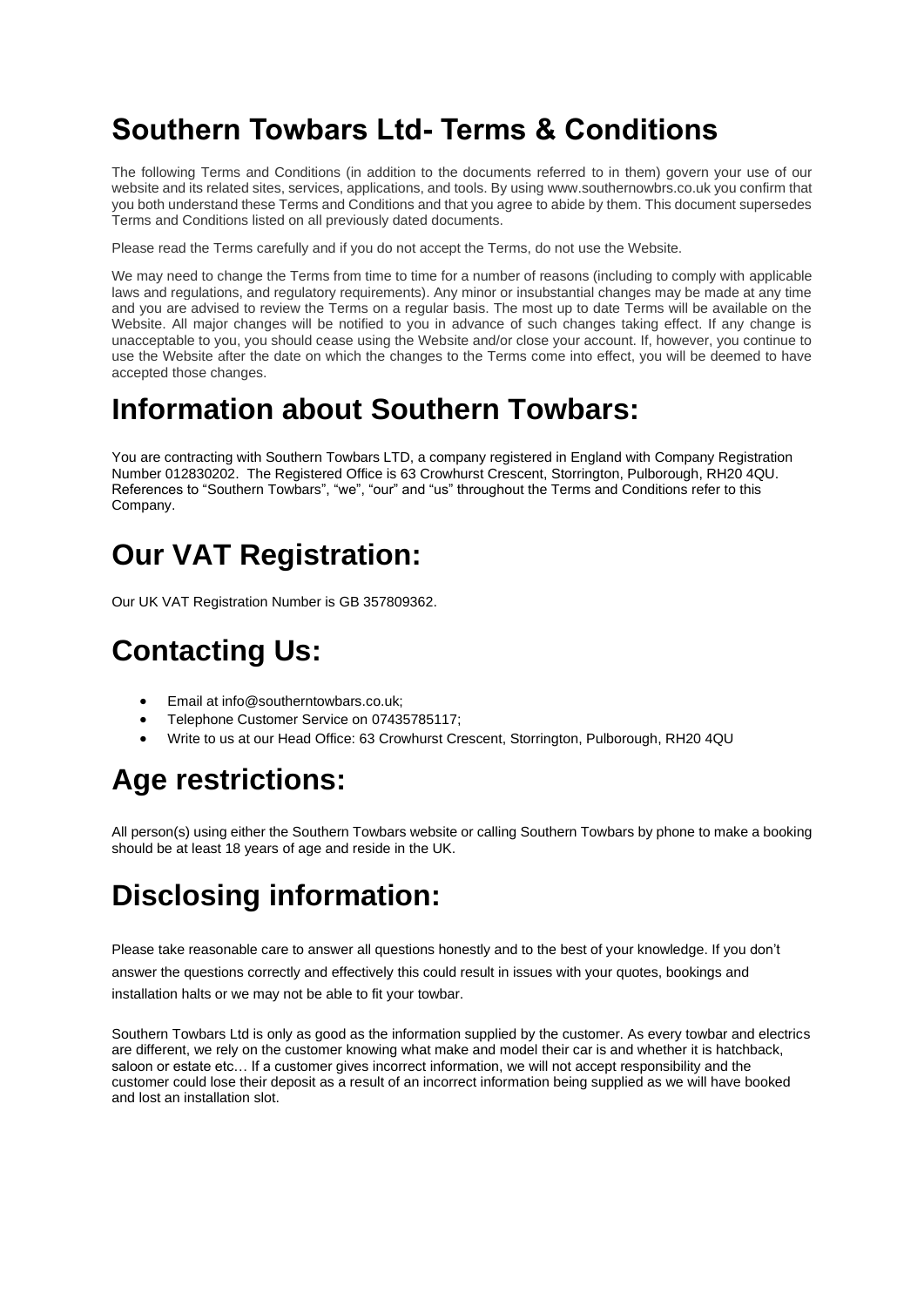# Southern Towbars Ltd- Terms & Conditions

The following Terms and Conditions (in addition to the documents referred to in them) govern your use of our website and its related sites, services, applications, and tools. By using www.southernowbrs.co.uk you confirm that you both understand these Terms and Conditions and that you agree to abide by them. This document supersedes Terms and Conditions listed on all previously dated documents.

Please read the Terms carefully and if you do not accept the Terms, do not use the Website.

We may need to change the Terms from time to time for a number of reasons (including to comply with applicable laws and regulations, and regulatory requirements). Any minor or insubstantial changes may be made at any time and you are advised to review the Terms on a regular basis. The most up to date Terms will be available on the Website. All major changes will be notified to you in advance of such changes taking effect. If any change is unacceptable to you, you should cease using the Website and/or close your account. If, however, you continue to use the Website after the date on which the changes to the Terms come into effect, you will be deemed to have accepted those changes.

# Information about Southern Towbars:

You are contracting with Southern Towbars LTD, a company registered in England with Company Registration Number 012830202. The Registered Office is 63 Crowhurst Crescent, Storrington, Pulborough, RH20 4QU. References to "Southern Towbars", "we", "our" and "us" throughout the Terms and Conditions refer to this Company.

# Our VAT Registration:

Our UK VAT Registration Number is GB 357809362.

# Contacting Us:

- Email at info@southerntowbars.co.uk;
- Telephone Customer Service on 07435785117;
- Write to us at our Head Office: 63 Crowhurst Crescent, Storrington, Pulborough, RH20 4QU

# Age restrictions:

All person(s) using either the Southern Towbars website or calling Southern Towbars by phone to make a booking should be at least 18 years of age and reside in the UK.

# Disclosing information:

Please take reasonable care to answer all questions honestly and to the best of your knowledge. If you don't answer the questions correctly and effectively this could result in issues with your quotes, bookings and installation halts or we may not be able to fit your towbar.

Southern Towbars Ltd is only as good as the information supplied by the customer. As every towbar and electrics are different, we rely on the customer knowing what make and model their car is and whether it is hatchback, saloon or estate etc… If a customer gives incorrect information, we will not accept responsibility and the customer could lose their deposit as a result of an incorrect information being supplied as we will have booked and lost an installation slot.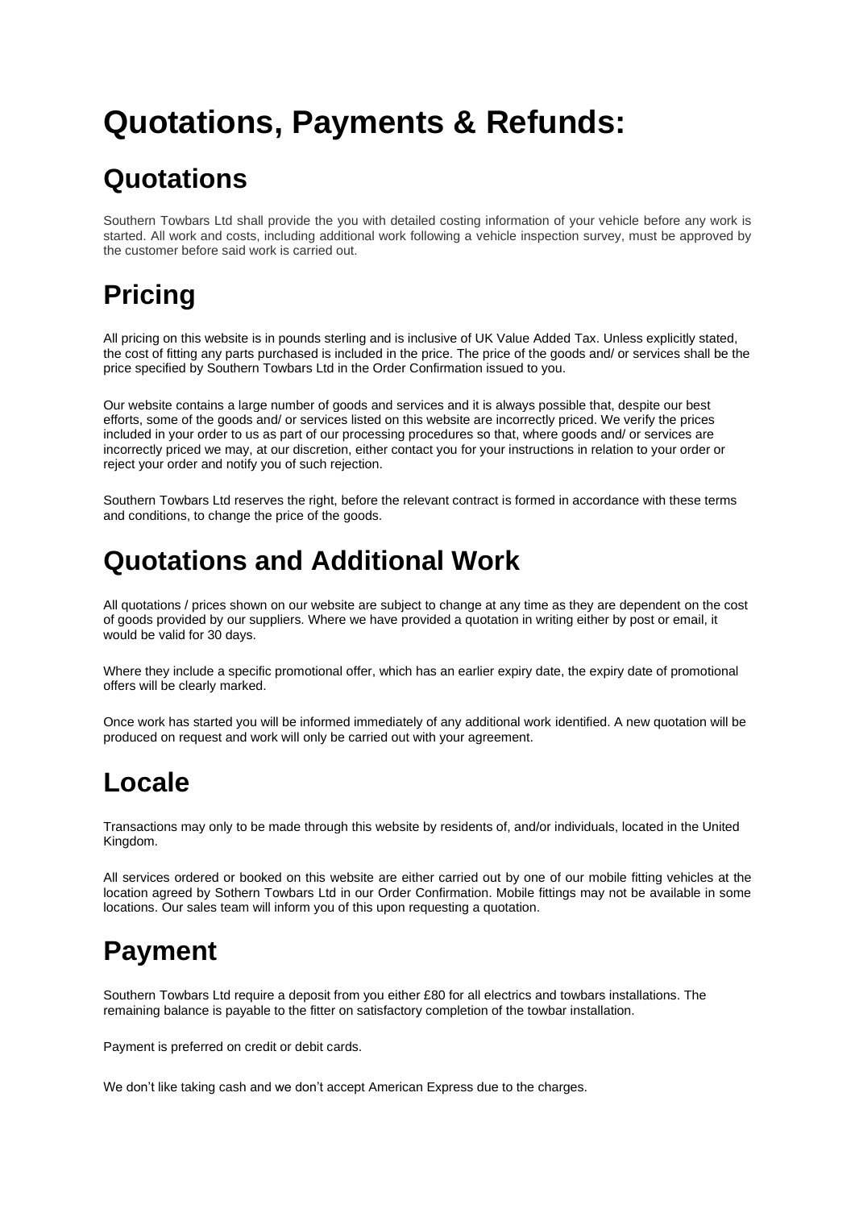# Quotations, Payments & Refunds:

## Quotations

Southern Towbars Ltd shall provide the you with detailed costing information of your vehicle before any work is started. All work and costs, including additional work following a vehicle inspection survey, must be approved by the customer before said work is carried out.

# Pricing

All pricing on this website is in pounds sterling and is inclusive of UK Value Added Tax. Unless explicitly stated, the cost of fitting any parts purchased is included in the price. The price of the goods and/ or services shall be the price specified by Southern Towbars Ltd in the Order Confirmation issued to you.

Our website contains a large number of goods and services and it is always possible that, despite our best efforts, some of the goods and/ or services listed on this website are incorrectly priced. We verify the prices included in your order to us as part of our processing procedures so that, where goods and/ or services are incorrectly priced we may, at our discretion, either contact you for your instructions in relation to your order or reject your order and notify you of such rejection.

Southern Towbars Ltd reserves the right, before the relevant contract is formed in accordance with these terms and conditions, to change the price of the goods.

# Quotations and Additional Work

All quotations / prices shown on our website are subject to change at any time as they are dependent on the cost of goods provided by our suppliers. Where we have provided a quotation in writing either by post or email, it would be valid for 30 days.

Where they include a specific promotional offer, which has an earlier expiry date, the expiry date of promotional offers will be clearly marked.

Once work has started you will be informed immediately of any additional work identified. A new quotation will be produced on request and work will only be carried out with your agreement.

# Locale

Transactions may only to be made through this website by residents of, and/or individuals, located in the United Kingdom.

All services ordered or booked on this website are either carried out by one of our mobile fitting vehicles at the location agreed by Sothern Towbars Ltd in our Order Confirmation. Mobile fittings may not be available in some locations. Our sales team will inform you of this upon requesting a quotation.

# Payment

Southern Towbars Ltd require a deposit from you either £80 for all electrics and towbars installations. The remaining balance is payable to the fitter on satisfactory completion of the towbar installation.

Payment is preferred on credit or debit cards.

We don't like taking cash and we don't accept American Express due to the charges.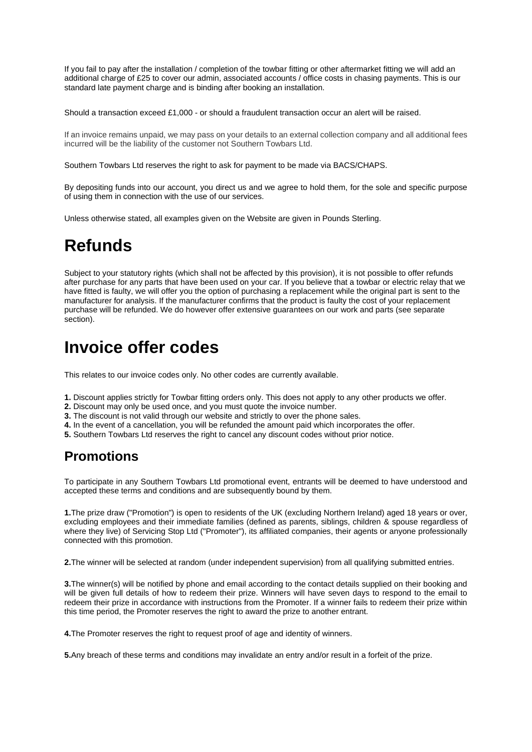If you fail to pay after the installation / completion of the towbar fitting or other aftermarket fitting we will add an additional charge of £25 to cover our admin, associated accounts / office costs in chasing payments. This is our standard late payment charge and is binding after booking an installation.

Should a transaction exceed £1,000 - or should a fraudulent transaction occur an alert will be raised.

If an invoice remains unpaid, we may pass on your details to an external collection company and all additional fees incurred will be the liability of the customer not Southern Towbars Ltd.

Southern Towbars Ltd reserves the right to ask for payment to be made via BACS/CHAPS.

By depositing funds into our account, you direct us and we agree to hold them, for the sole and specific purpose of using them in connection with the use of our services.

Unless otherwise stated, all examples given on the Website are given in Pounds Sterling.

# Refunds

Subject to your statutory rights (which shall not be affected by this provision), it is not possible to offer refunds after purchase for any parts that have been used on your car. If you believe that a towbar or electric relay that we have fitted is faulty, we will offer you the option of purchasing a replacement while the original part is sent to the manufacturer for analysis. If the manufacturer confirms that the product is faulty the cost of your replacement purchase will be refunded. We do however offer extensive guarantees on our work and parts (see separate section).

# Invoice offer codes

This relates to our invoice codes only. No other codes are currently available.

**1.** Discount applies strictly for Towbar fitting orders only. This does not apply to any other products we offer.
**2.** Discount may only be used once, and you must quote the invoice number.
**3.** The discount is not valid through our website and strictly to over the phone sales.
**4.** In the event of a cancellation, you will be refunded the amount paid which incorporates the offer.
**5.** Southern Towbars Ltd reserves the right to cancel any discount codes without prior notice.

## Promotions

To participate in any Southern Towbars Ltd promotional event, entrants will be deemed to have understood and accepted these terms and conditions and are subsequently bound by them.

**1.**The prize draw ("Promotion") is open to residents of the UK (excluding Northern Ireland) aged 18 years or over, excluding employees and their immediate families (defined as parents, siblings, children & spouse regardless of where they live) of Servicing Stop Ltd ("Promoter"), its affiliated companies, their agents or anyone professionally connected with this promotion.

**2.**The winner will be selected at random (under independent supervision) from all qualifying submitted entries.

**3.**The winner(s) will be notified by phone and email according to the contact details supplied on their booking and will be given full details of how to redeem their prize. Winners will have seven days to respond to the email to redeem their prize in accordance with instructions from the Promoter. If a winner fails to redeem their prize within this time period, the Promoter reserves the right to award the prize to another entrant.

**4.**The Promoter reserves the right to request proof of age and identity of winners.

**5.**Any breach of these terms and conditions may invalidate an entry and/or result in a forfeit of the prize.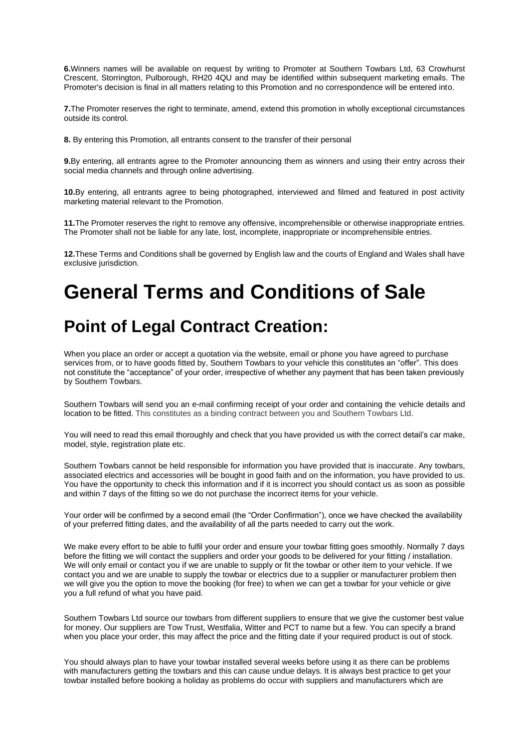**6.**Winners names will be available on request by writing to Promoter at Southern Towbars Ltd, 63 Crowhurst Crescent, Storrington, Pulborough, RH20 4QU and may be identified within subsequent marketing emails. The Promoter's decision is final in all matters relating to this Promotion and no correspondence will be entered into.

**7.**The Promoter reserves the right to terminate, amend, extend this promotion in wholly exceptional circumstances outside its control.

**8.** By entering this Promotion, all entrants consent to the transfer of their personal

**9.**By entering, all entrants agree to the Promoter announcing them as winners and using their entry across their social media channels and through online advertising.

**10.**By entering, all entrants agree to being photographed, interviewed and filmed and featured in post activity marketing material relevant to the Promotion.

**11.**The Promoter reserves the right to remove any offensive, incomprehensible or otherwise inappropriate entries. The Promoter shall not be liable for any late, lost, incomplete, inappropriate or incomprehensible entries.

**12.**These Terms and Conditions shall be governed by English law and the courts of England and Wales shall have exclusive jurisdiction.

# General Terms and Conditions of Sale

## Point of Legal Contract Creation:

When you place an order or accept a quotation via the website, email or phone you have agreed to purchase services from, or to have goods fitted by, Southern Towbars to your vehicle this constitutes an "offer". This does not constitute the "acceptance" of your order, irrespective of whether any payment that has been taken previously by Southern Towbars.

Southern Towbars will send you an e-mail confirming receipt of your order and containing the vehicle details and location to be fitted. This constitutes as a binding contract between you and Southern Towbars Ltd.

You will need to read this email thoroughly and check that you have provided us with the correct detail's car make, model, style, registration plate etc.

Southern Towbars cannot be held responsible for information you have provided that is inaccurate. Any towbars, associated electrics and accessories will be bought in good faith and on the information, you have provided to us. You have the opportunity to check this information and if it is incorrect you should contact us as soon as possible and within 7 days of the fitting so we do not purchase the incorrect items for your vehicle.

Your order will be confirmed by a second email (the "Order Confirmation"), once we have checked the availability of your preferred fitting dates, and the availability of all the parts needed to carry out the work.

We make every effort to be able to fulfil your order and ensure your towbar fitting goes smoothly. Normally 7 days before the fitting we will contact the suppliers and order your goods to be delivered for your fitting / installation. We will only email or contact you if we are unable to supply or fit the towbar or other item to your vehicle. If we contact you and we are unable to supply the towbar or electrics due to a supplier or manufacturer problem then we will give you the option to move the booking (for free) to when we can get a towbar for your vehicle or give you a full refund of what you have paid.

Southern Towbars Ltd source our towbars from different suppliers to ensure that we give the customer best value for money. Our suppliers are Tow Trust, Westfalia, Witter and PCT to name but a few. You can specify a brand when you place your order, this may affect the price and the fitting date if your required product is out of stock.

You should always plan to have your towbar installed several weeks before using it as there can be problems with manufacturers getting the towbars and this can cause undue delays. It is always best practice to get your towbar installed before booking a holiday as problems do occur with suppliers and manufacturers which are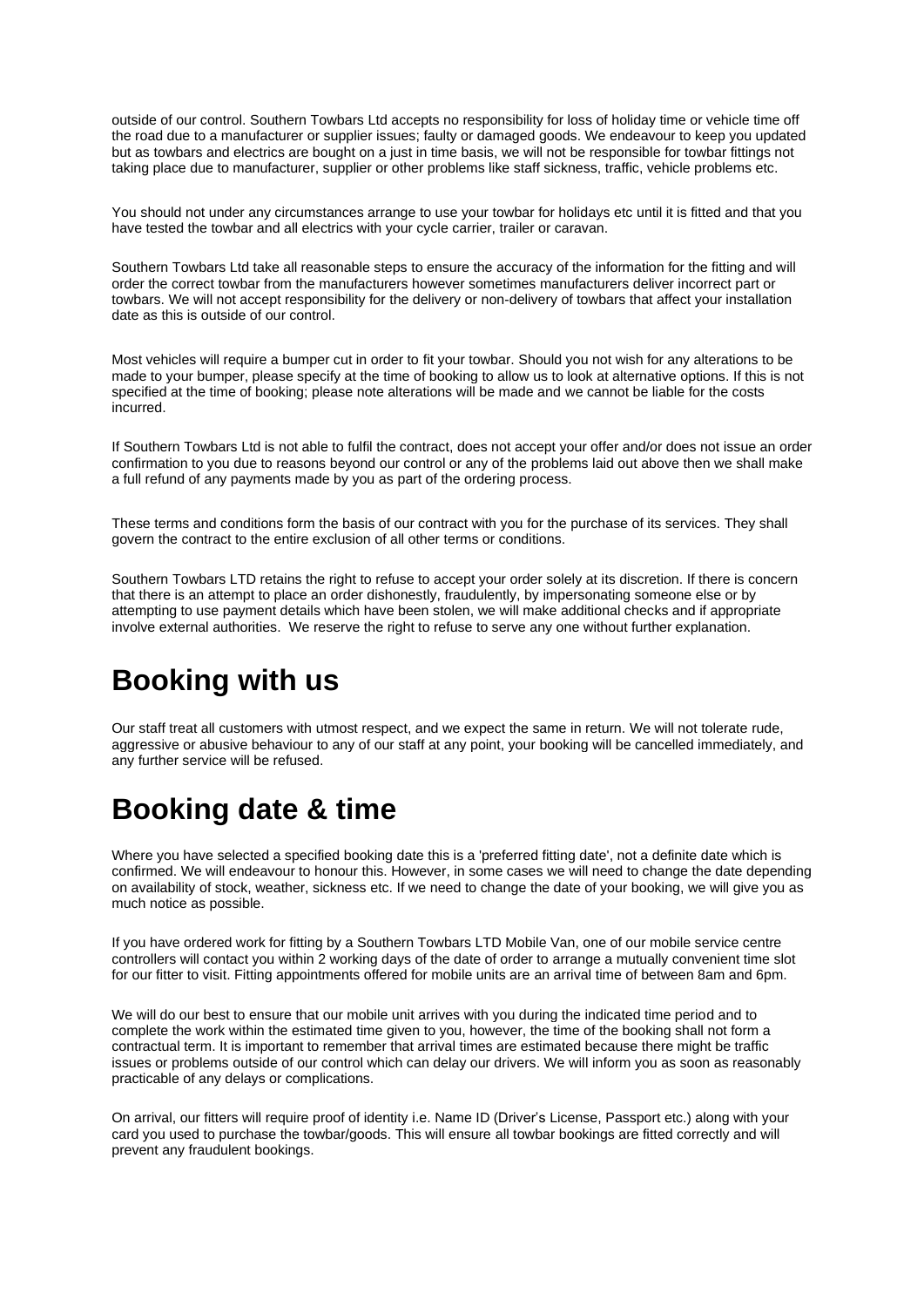outside of our control. Southern Towbars Ltd accepts no responsibility for loss of holiday time or vehicle time off the road due to a manufacturer or supplier issues; faulty or damaged goods. We endeavour to keep you updated but as towbars and electrics are bought on a just in time basis, we will not be responsible for towbar fittings not taking place due to manufacturer, supplier or other problems like staff sickness, traffic, vehicle problems etc.

You should not under any circumstances arrange to use your towbar for holidays etc until it is fitted and that you have tested the towbar and all electrics with your cycle carrier, trailer or caravan.

Southern Towbars Ltd take all reasonable steps to ensure the accuracy of the information for the fitting and will order the correct towbar from the manufacturers however sometimes manufacturers deliver incorrect part or towbars. We will not accept responsibility for the delivery or non-delivery of towbars that affect your installation date as this is outside of our control.

Most vehicles will require a bumper cut in order to fit your towbar. Should you not wish for any alterations to be made to your bumper, please specify at the time of booking to allow us to look at alternative options. If this is not specified at the time of booking; please note alterations will be made and we cannot be liable for the costs incurred.

If Southern Towbars Ltd is not able to fulfil the contract, does not accept your offer and/or does not issue an order confirmation to you due to reasons beyond our control or any of the problems laid out above then we shall make a full refund of any payments made by you as part of the ordering process.

These terms and conditions form the basis of our contract with you for the purchase of its services. They shall govern the contract to the entire exclusion of all other terms or conditions.

Southern Towbars LTD retains the right to refuse to accept your order solely at its discretion. If there is concern that there is an attempt to place an order dishonestly, fraudulently, by impersonating someone else or by attempting to use payment details which have been stolen, we will make additional checks and if appropriate involve external authorities. We reserve the right to refuse to serve any one without further explanation.

# Booking with us

Our staff treat all customers with utmost respect, and we expect the same in return. We will not tolerate rude, aggressive or abusive behaviour to any of our staff at any point, your booking will be cancelled immediately, and any further service will be refused.

# Booking date & time

Where you have selected a specified booking date this is a 'preferred fitting date', not a definite date which is confirmed. We will endeavour to honour this. However, in some cases we will need to change the date depending on availability of stock, weather, sickness etc. If we need to change the date of your booking, we will give you as much notice as possible.

If you have ordered work for fitting by a Southern Towbars LTD Mobile Van, one of our mobile service centre controllers will contact you within 2 working days of the date of order to arrange a mutually convenient time slot for our fitter to visit. Fitting appointments offered for mobile units are an arrival time of between 8am and 6pm.

We will do our best to ensure that our mobile unit arrives with you during the indicated time period and to complete the work within the estimated time given to you, however, the time of the booking shall not form a contractual term. It is important to remember that arrival times are estimated because there might be traffic issues or problems outside of our control which can delay our drivers. We will inform you as soon as reasonably practicable of any delays or complications.

On arrival, our fitters will require proof of identity i.e. Name ID (Driver's License, Passport etc.) along with your card you used to purchase the towbar/goods. This will ensure all towbar bookings are fitted correctly and will prevent any fraudulent bookings.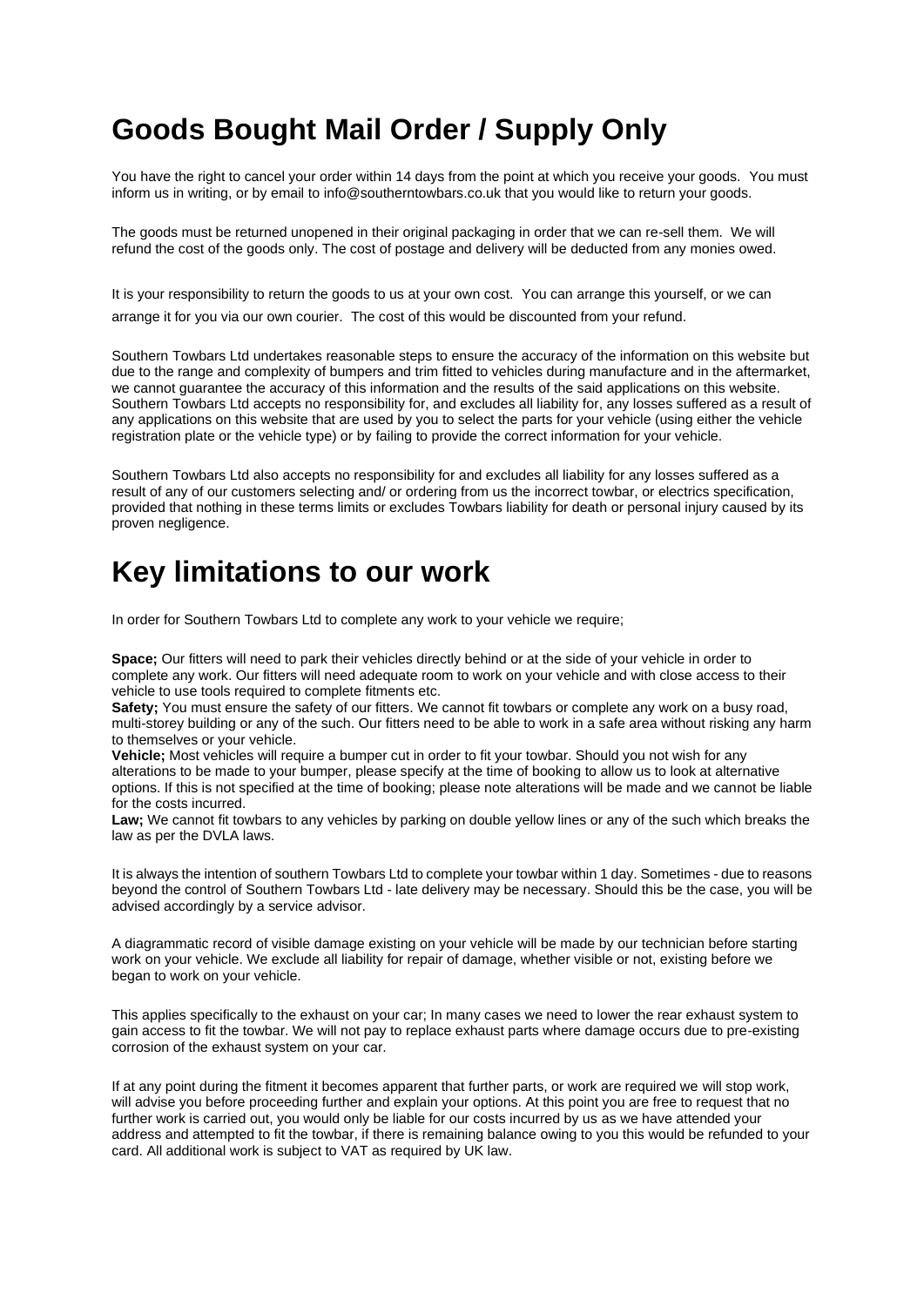# Goods Bought Mail Order / Supply Only

You have the right to cancel your order within 14 days from the point at which you receive your goods. You must inform us in writing, or by email to info@southerntowbars.co.uk that you would like to return your goods.

The goods must be returned unopened in their original packaging in order that we can re-sell them. We will refund the cost of the goods only. The cost of postage and delivery will be deducted from any monies owed.

It is your responsibility to return the goods to us at your own cost. You can arrange this yourself, or we can arrange it for you via our own courier. The cost of this would be discounted from your refund.

Southern Towbars Ltd undertakes reasonable steps to ensure the accuracy of the information on this website but due to the range and complexity of bumpers and trim fitted to vehicles during manufacture and in the aftermarket, we cannot guarantee the accuracy of this information and the results of the said applications on this website. Southern Towbars Ltd accepts no responsibility for, and excludes all liability for, any losses suffered as a result of any applications on this website that are used by you to select the parts for your vehicle (using either the vehicle registration plate or the vehicle type) or by failing to provide the correct information for your vehicle.

Southern Towbars Ltd also accepts no responsibility for and excludes all liability for any losses suffered as a result of any of our customers selecting and/ or ordering from us the incorrect towbar, or electrics specification, provided that nothing in these terms limits or excludes Towbars liability for death or personal injury caused by its proven negligence.

# Key limitations to our work

In order for Southern Towbars Ltd to complete any work to your vehicle we require;

**Space;** Our fitters will need to park their vehicles directly behind or at the side of your vehicle in order to complete any work. Our fitters will need adequate room to work on your vehicle and with close access to their vehicle to use tools required to complete fitments etc.
**Safety;** You must ensure the safety of our fitters. We cannot fit towbars or complete any work on a busy road, multi-storey building or any of the such. Our fitters need to be able to work in a safe area without risking any harm to themselves or your vehicle.
**Vehicle;** Most vehicles will require a bumper cut in order to fit your towbar. Should you not wish for any alterations to be made to your bumper, please specify at the time of booking to allow us to look at alternative options. If this is not specified at the time of booking; please note alterations will be made and we cannot be liable for the costs incurred.
**Law;** We cannot fit towbars to any vehicles by parking on double yellow lines or any of the such which breaks the law as per the DVLA laws.

It is always the intention of southern Towbars Ltd to complete your towbar within 1 day. Sometimes - due to reasons beyond the control of Southern Towbars Ltd - late delivery may be necessary. Should this be the case, you will be advised accordingly by a service advisor.

A diagrammatic record of visible damage existing on your vehicle will be made by our technician before starting work on your vehicle. We exclude all liability for repair of damage, whether visible or not, existing before we began to work on your vehicle.

This applies specifically to the exhaust on your car; In many cases we need to lower the rear exhaust system to gain access to fit the towbar. We will not pay to replace exhaust parts where damage occurs due to pre-existing corrosion of the exhaust system on your car.

If at any point during the fitment it becomes apparent that further parts, or work are required we will stop work, will advise you before proceeding further and explain your options. At this point you are free to request that no further work is carried out, you would only be liable for our costs incurred by us as we have attended your address and attempted to fit the towbar, if there is remaining balance owing to you this would be refunded to your card. All additional work is subject to VAT as required by UK law.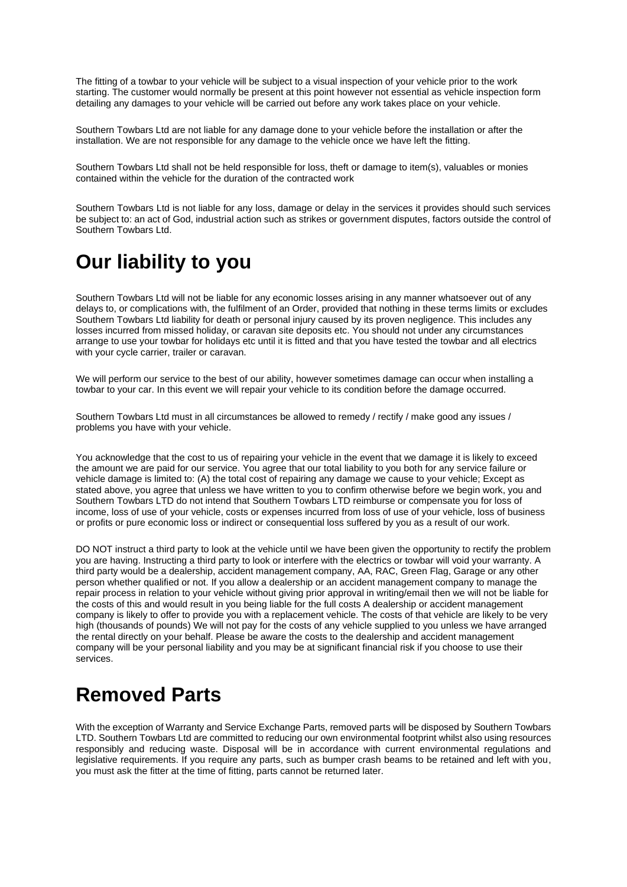The fitting of a towbar to your vehicle will be subject to a visual inspection of your vehicle prior to the work starting. The customer would normally be present at this point however not essential as vehicle inspection form detailing any damages to your vehicle will be carried out before any work takes place on your vehicle.

Southern Towbars Ltd are not liable for any damage done to your vehicle before the installation or after the installation. We are not responsible for any damage to the vehicle once we have left the fitting.

Southern Towbars Ltd shall not be held responsible for loss, theft or damage to item(s), valuables or monies contained within the vehicle for the duration of the contracted work

Southern Towbars Ltd is not liable for any loss, damage or delay in the services it provides should such services be subject to: an act of God, industrial action such as strikes or government disputes, factors outside the control of Southern Towbars Ltd.

# Our liability to you

Southern Towbars Ltd will not be liable for any economic losses arising in any manner whatsoever out of any delays to, or complications with, the fulfilment of an Order, provided that nothing in these terms limits or excludes Southern Towbars Ltd liability for death or personal injury caused by its proven negligence. This includes any losses incurred from missed holiday, or caravan site deposits etc. You should not under any circumstances arrange to use your towbar for holidays etc until it is fitted and that you have tested the towbar and all electrics with your cycle carrier, trailer or caravan.

We will perform our service to the best of our ability, however sometimes damage can occur when installing a towbar to your car. In this event we will repair your vehicle to its condition before the damage occurred.

Southern Towbars Ltd must in all circumstances be allowed to remedy / rectify / make good any issues / problems you have with your vehicle.

You acknowledge that the cost to us of repairing your vehicle in the event that we damage it is likely to exceed the amount we are paid for our service. You agree that our total liability to you both for any service failure or vehicle damage is limited to: (A) the total cost of repairing any damage we cause to your vehicle; Except as stated above, you agree that unless we have written to you to confirm otherwise before we begin work, you and Southern Towbars LTD do not intend that Southern Towbars LTD reimburse or compensate you for loss of income, loss of use of your vehicle, costs or expenses incurred from loss of use of your vehicle, loss of business or profits or pure economic loss or indirect or consequential loss suffered by you as a result of our work.

DO NOT instruct a third party to look at the vehicle until we have been given the opportunity to rectify the problem you are having. Instructing a third party to look or interfere with the electrics or towbar will void your warranty. A third party would be a dealership, accident management company, AA, RAC, Green Flag, Garage or any other person whether qualified or not. If you allow a dealership or an accident management company to manage the repair process in relation to your vehicle without giving prior approval in writing/email then we will not be liable for the costs of this and would result in you being liable for the full costs A dealership or accident management company is likely to offer to provide you with a replacement vehicle. The costs of that vehicle are likely to be very high (thousands of pounds) We will not pay for the costs of any vehicle supplied to you unless we have arranged the rental directly on your behalf. Please be aware the costs to the dealership and accident management company will be your personal liability and you may be at significant financial risk if you choose to use their services.

# Removed Parts

With the exception of Warranty and Service Exchange Parts, removed parts will be disposed by Southern Towbars LTD. Southern Towbars Ltd are committed to reducing our own environmental footprint whilst also using resources responsibly and reducing waste. Disposal will be in accordance with current environmental regulations and legislative requirements. If you require any parts, such as bumper crash beams to be retained and left with you, you must ask the fitter at the time of fitting, parts cannot be returned later.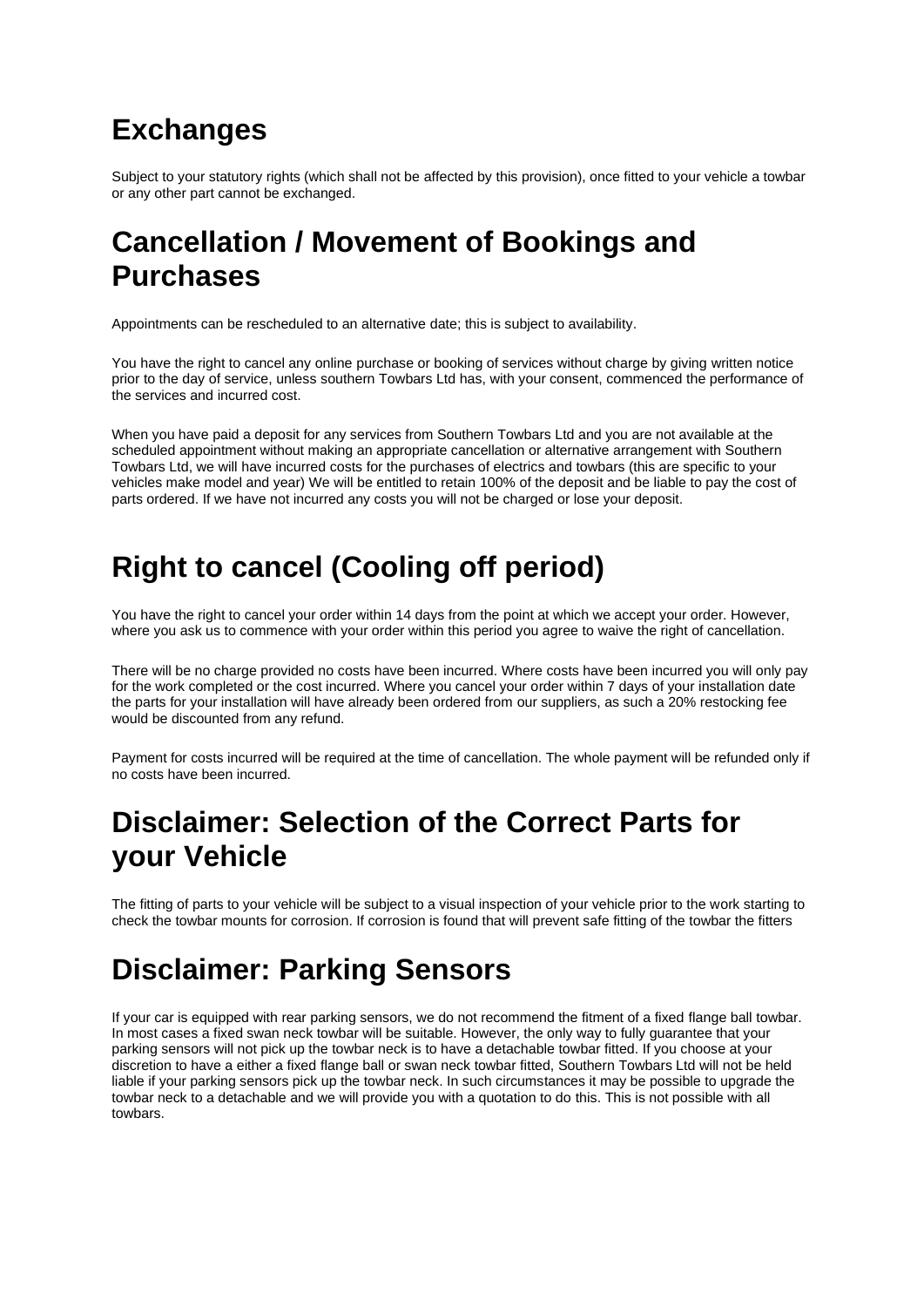# Exchanges

Subject to your statutory rights (which shall not be affected by this provision), once fitted to your vehicle a towbar or any other part cannot be exchanged.

# Cancellation / Movement of Bookings and Purchases

Appointments can be rescheduled to an alternative date; this is subject to availability.

You have the right to cancel any online purchase or booking of services without charge by giving written notice prior to the day of service, unless southern Towbars Ltd has, with your consent, commenced the performance of the services and incurred cost.

When you have paid a deposit for any services from Southern Towbars Ltd and you are not available at the scheduled appointment without making an appropriate cancellation or alternative arrangement with Southern Towbars Ltd, we will have incurred costs for the purchases of electrics and towbars (this are specific to your vehicles make model and year) We will be entitled to retain 100% of the deposit and be liable to pay the cost of parts ordered. If we have not incurred any costs you will not be charged or lose your deposit.

# Right to cancel (Cooling off period)

You have the right to cancel your order within 14 days from the point at which we accept your order. However, where you ask us to commence with your order within this period you agree to waive the right of cancellation.

There will be no charge provided no costs have been incurred. Where costs have been incurred you will only pay for the work completed or the cost incurred. Where you cancel your order within 7 days of your installation date the parts for your installation will have already been ordered from our suppliers, as such a 20% restocking fee would be discounted from any refund.

Payment for costs incurred will be required at the time of cancellation. The whole payment will be refunded only if no costs have been incurred.

# Disclaimer: Selection of the Correct Parts for your Vehicle

The fitting of parts to your vehicle will be subject to a visual inspection of your vehicle prior to the work starting to check the towbar mounts for corrosion. If corrosion is found that will prevent safe fitting of the towbar the fitters

# Disclaimer: Parking Sensors

If your car is equipped with rear parking sensors, we do not recommend the fitment of a fixed flange ball towbar. In most cases a fixed swan neck towbar will be suitable. However, the only way to fully guarantee that your parking sensors will not pick up the towbar neck is to have a detachable towbar fitted. If you choose at your discretion to have a either a fixed flange ball or swan neck towbar fitted, Southern Towbars Ltd will not be held liable if your parking sensors pick up the towbar neck. In such circumstances it may be possible to upgrade the towbar neck to a detachable and we will provide you with a quotation to do this. This is not possible with all towbars.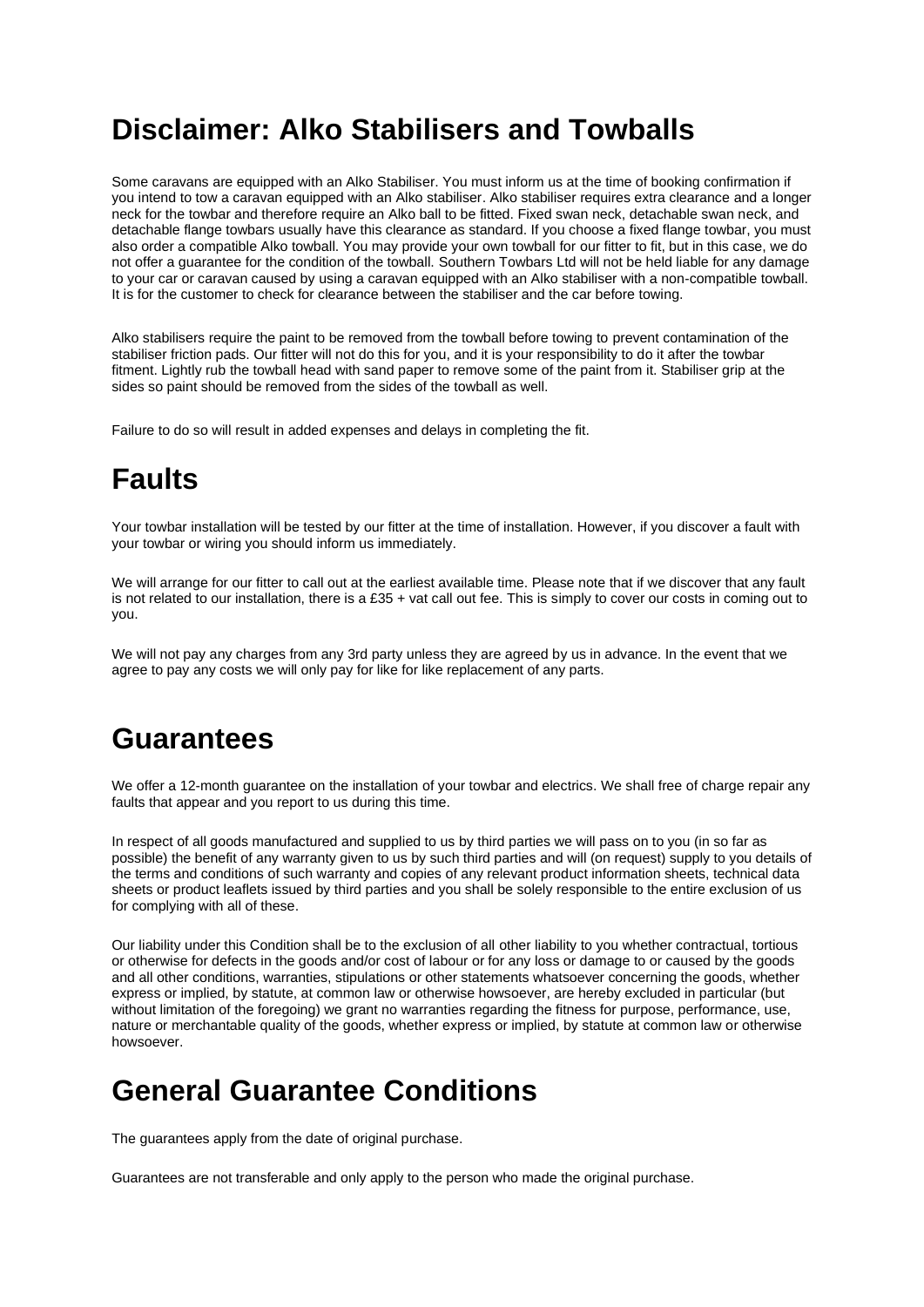# Disclaimer: Alko Stabilisers and Towballs

Some caravans are equipped with an Alko Stabiliser. You must inform us at the time of booking confirmation if you intend to tow a caravan equipped with an Alko stabiliser. Alko stabiliser requires extra clearance and a longer neck for the towbar and therefore require an Alko ball to be fitted. Fixed swan neck, detachable swan neck, and detachable flange towbars usually have this clearance as standard. If you choose a fixed flange towbar, you must also order a compatible Alko towball. You may provide your own towball for our fitter to fit, but in this case, we do not offer a guarantee for the condition of the towball. Southern Towbars Ltd will not be held liable for any damage to your car or caravan caused by using a caravan equipped with an Alko stabiliser with a non-compatible towball. It is for the customer to check for clearance between the stabiliser and the car before towing.

Alko stabilisers require the paint to be removed from the towball before towing to prevent contamination of the stabiliser friction pads. Our fitter will not do this for you, and it is your responsibility to do it after the towbar fitment. Lightly rub the towball head with sand paper to remove some of the paint from it. Stabiliser grip at the sides so paint should be removed from the sides of the towball as well.

Failure to do so will result in added expenses and delays in completing the fit.

# Faults

Your towbar installation will be tested by our fitter at the time of installation. However, if you discover a fault with your towbar or wiring you should inform us immediately.

We will arrange for our fitter to call out at the earliest available time. Please note that if we discover that any fault is not related to our installation, there is a £35 + vat call out fee. This is simply to cover our costs in coming out to you.

We will not pay any charges from any 3rd party unless they are agreed by us in advance. In the event that we agree to pay any costs we will only pay for like for like replacement of any parts.

# Guarantees

We offer a 12-month guarantee on the installation of your towbar and electrics. We shall free of charge repair any faults that appear and you report to us during this time.

In respect of all goods manufactured and supplied to us by third parties we will pass on to you (in so far as possible) the benefit of any warranty given to us by such third parties and will (on request) supply to you details of the terms and conditions of such warranty and copies of any relevant product information sheets, technical data sheets or product leaflets issued by third parties and you shall be solely responsible to the entire exclusion of us for complying with all of these.

Our liability under this Condition shall be to the exclusion of all other liability to you whether contractual, tortious or otherwise for defects in the goods and/or cost of labour or for any loss or damage to or caused by the goods and all other conditions, warranties, stipulations or other statements whatsoever concerning the goods, whether express or implied, by statute, at common law or otherwise howsoever, are hereby excluded in particular (but without limitation of the foregoing) we grant no warranties regarding the fitness for purpose, performance, use, nature or merchantable quality of the goods, whether express or implied, by statute at common law or otherwise howsoever.

# General Guarantee Conditions

The guarantees apply from the date of original purchase.

Guarantees are not transferable and only apply to the person who made the original purchase.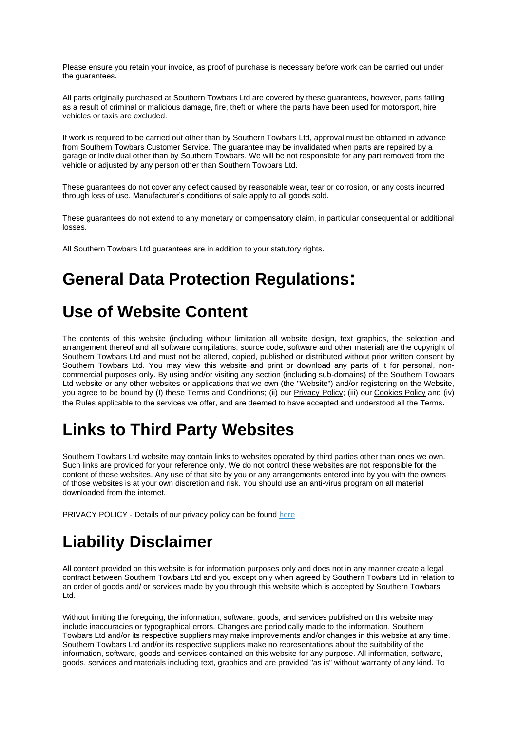Please ensure you retain your invoice, as proof of purchase is necessary before work can be carried out under the guarantees.

All parts originally purchased at Southern Towbars Ltd are covered by these guarantees, however, parts failing as a result of criminal or malicious damage, fire, theft or where the parts have been used for motorsport, hire vehicles or taxis are excluded.

If work is required to be carried out other than by Southern Towbars Ltd, approval must be obtained in advance from Southern Towbars Customer Service. The guarantee may be invalidated when parts are repaired by a garage or individual other than by Southern Towbars. We will be not responsible for any part removed from the vehicle or adjusted by any person other than Southern Towbars Ltd.

These guarantees do not cover any defect caused by reasonable wear, tear or corrosion, or any costs incurred through loss of use. Manufacturer's conditions of sale apply to all goods sold.

These guarantees do not extend to any monetary or compensatory claim, in particular consequential or additional losses.

All Southern Towbars Ltd guarantees are in addition to your statutory rights.

# General Data Protection Regulations:

# Use of Website Content

The contents of this website (including without limitation all website design, text graphics, the selection and arrangement thereof and all software compilations, source code, software and other material) are the copyright of Southern Towbars Ltd and must not be altered, copied, published or distributed without prior written consent by Southern Towbars Ltd. You may view this website and print or download any parts of it for personal, non-commercial purposes only. By using and/or visiting any section (including sub-domains) of the Southern Towbars Ltd website or any other websites or applications that we own (the "Website") and/or registering on the Website, you agree to be bound by (I) these Terms and Conditions; (ii) our Privacy Policy; (iii) our Cookies Policy and (iv) the Rules applicable to the services we offer, and are deemed to have accepted and understood all the Terms.

# Links to Third Party Websites

Southern Towbars Ltd website may contain links to websites operated by third parties other than ones we own. Such links are provided for your reference only. We do not control these websites are not responsible for the content of these websites. Any use of that site by you or any arrangements entered into by you with the owners of those websites is at your own discretion and risk. You should use an anti-virus program on all material downloaded from the internet.

PRIVACY POLICY - Details of our privacy policy can be found here

# Liability Disclaimer

All content provided on this website is for information purposes only and does not in any manner create a legal contract between Southern Towbars Ltd and you except only when agreed by Southern Towbars Ltd in relation to an order of goods and/ or services made by you through this website which is accepted by Southern Towbars Ltd.

Without limiting the foregoing, the information, software, goods, and services published on this website may include inaccuracies or typographical errors. Changes are periodically made to the information. Southern Towbars Ltd and/or its respective suppliers may make improvements and/or changes in this website at any time. Southern Towbars Ltd and/or its respective suppliers make no representations about the suitability of the information, software, goods and services contained on this website for any purpose. All information, software, goods, services and materials including text, graphics and are provided "as is" without warranty of any kind. To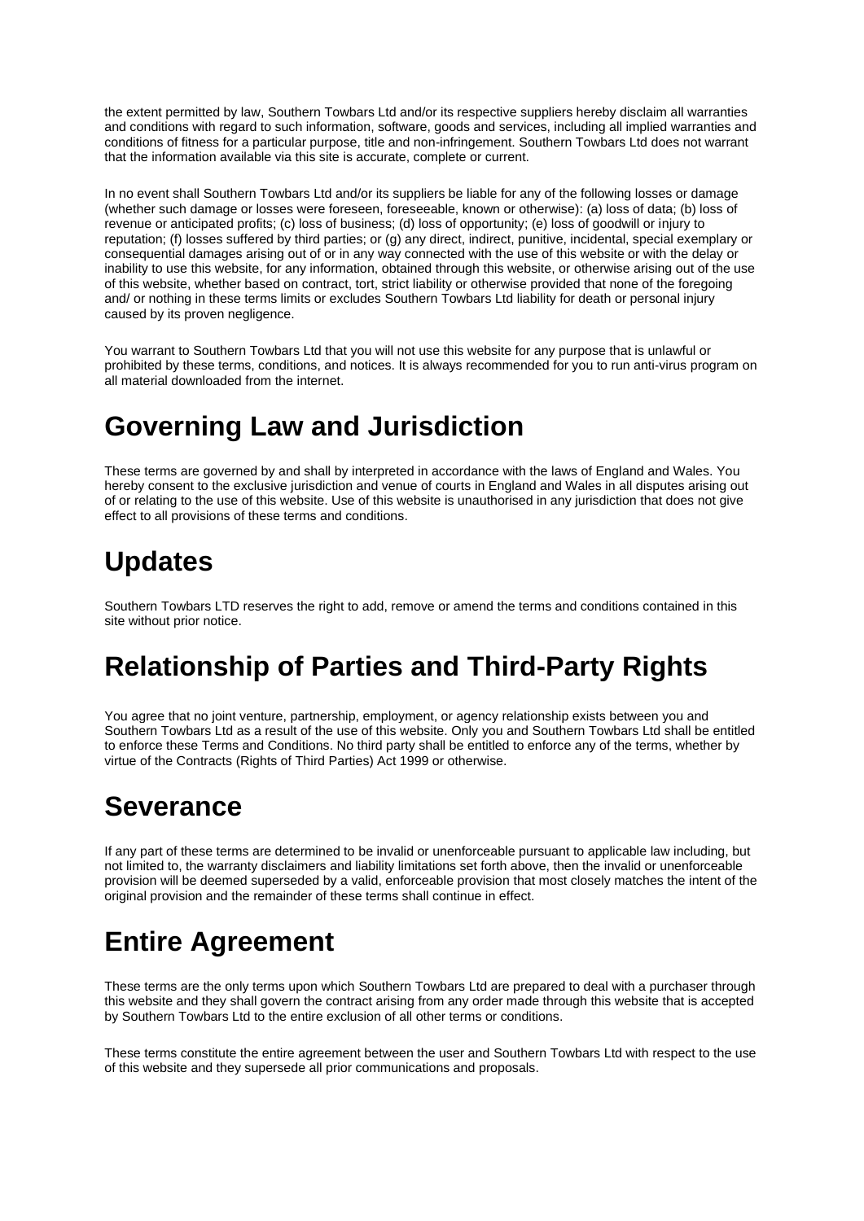the extent permitted by law, Southern Towbars Ltd and/or its respective suppliers hereby disclaim all warranties and conditions with regard to such information, software, goods and services, including all implied warranties and conditions of fitness for a particular purpose, title and non-infringement. Southern Towbars Ltd does not warrant that the information available via this site is accurate, complete or current.

In no event shall Southern Towbars Ltd and/or its suppliers be liable for any of the following losses or damage (whether such damage or losses were foreseen, foreseeable, known or otherwise): (a) loss of data; (b) loss of revenue or anticipated profits; (c) loss of business; (d) loss of opportunity; (e) loss of goodwill or injury to reputation; (f) losses suffered by third parties; or (g) any direct, indirect, punitive, incidental, special exemplary or consequential damages arising out of or in any way connected with the use of this website or with the delay or inability to use this website, for any information, obtained through this website, or otherwise arising out of the use of this website, whether based on contract, tort, strict liability or otherwise provided that none of the foregoing and/ or nothing in these terms limits or excludes Southern Towbars Ltd liability for death or personal injury caused by its proven negligence.

You warrant to Southern Towbars Ltd that you will not use this website for any purpose that is unlawful or prohibited by these terms, conditions, and notices. It is always recommended for you to run anti-virus program on all material downloaded from the internet.

# Governing Law and Jurisdiction

These terms are governed by and shall by interpreted in accordance with the laws of England and Wales. You hereby consent to the exclusive jurisdiction and venue of courts in England and Wales in all disputes arising out of or relating to the use of this website. Use of this website is unauthorised in any jurisdiction that does not give effect to all provisions of these terms and conditions.

# Updates

Southern Towbars LTD reserves the right to add, remove or amend the terms and conditions contained in this site without prior notice.

# Relationship of Parties and Third-Party Rights

You agree that no joint venture, partnership, employment, or agency relationship exists between you and Southern Towbars Ltd as a result of the use of this website. Only you and Southern Towbars Ltd shall be entitled to enforce these Terms and Conditions. No third party shall be entitled to enforce any of the terms, whether by virtue of the Contracts (Rights of Third Parties) Act 1999 or otherwise.

# Severance

If any part of these terms are determined to be invalid or unenforceable pursuant to applicable law including, but not limited to, the warranty disclaimers and liability limitations set forth above, then the invalid or unenforceable provision will be deemed superseded by a valid, enforceable provision that most closely matches the intent of the original provision and the remainder of these terms shall continue in effect.

# Entire Agreement

These terms are the only terms upon which Southern Towbars Ltd are prepared to deal with a purchaser through this website and they shall govern the contract arising from any order made through this website that is accepted by Southern Towbars Ltd to the entire exclusion of all other terms or conditions.

These terms constitute the entire agreement between the user and Southern Towbars Ltd with respect to the use of this website and they supersede all prior communications and proposals.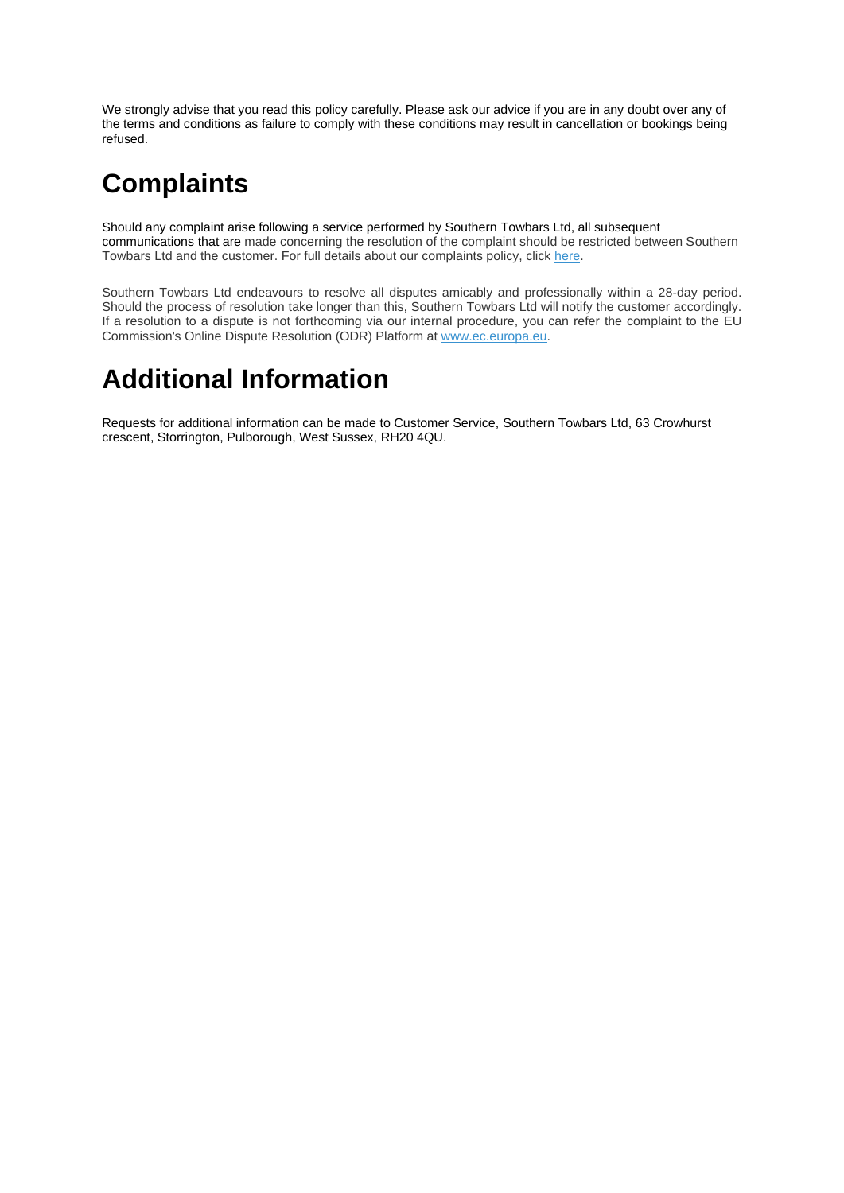We strongly advise that you read this policy carefully. Please ask our advice if you are in any doubt over any of the terms and conditions as failure to comply with these conditions may result in cancellation or bookings being refused.

# Complaints

Should any complaint arise following a service performed by Southern Towbars Ltd, all subsequent communications that are made concerning the resolution of the complaint should be restricted between Southern Towbars Ltd and the customer. For full details about our complaints policy, click here.

Southern Towbars Ltd endeavours to resolve all disputes amicably and professionally within a 28-day period. Should the process of resolution take longer than this, Southern Towbars Ltd will notify the customer accordingly. If a resolution to a dispute is not forthcoming via our internal procedure, you can refer the complaint to the EU Commission's Online Dispute Resolution (ODR) Platform at www.ec.europa.eu.

# Additional Information

Requests for additional information can be made to Customer Service, Southern Towbars Ltd, 63 Crowhurst crescent, Storrington, Pulborough, West Sussex, RH20 4QU.